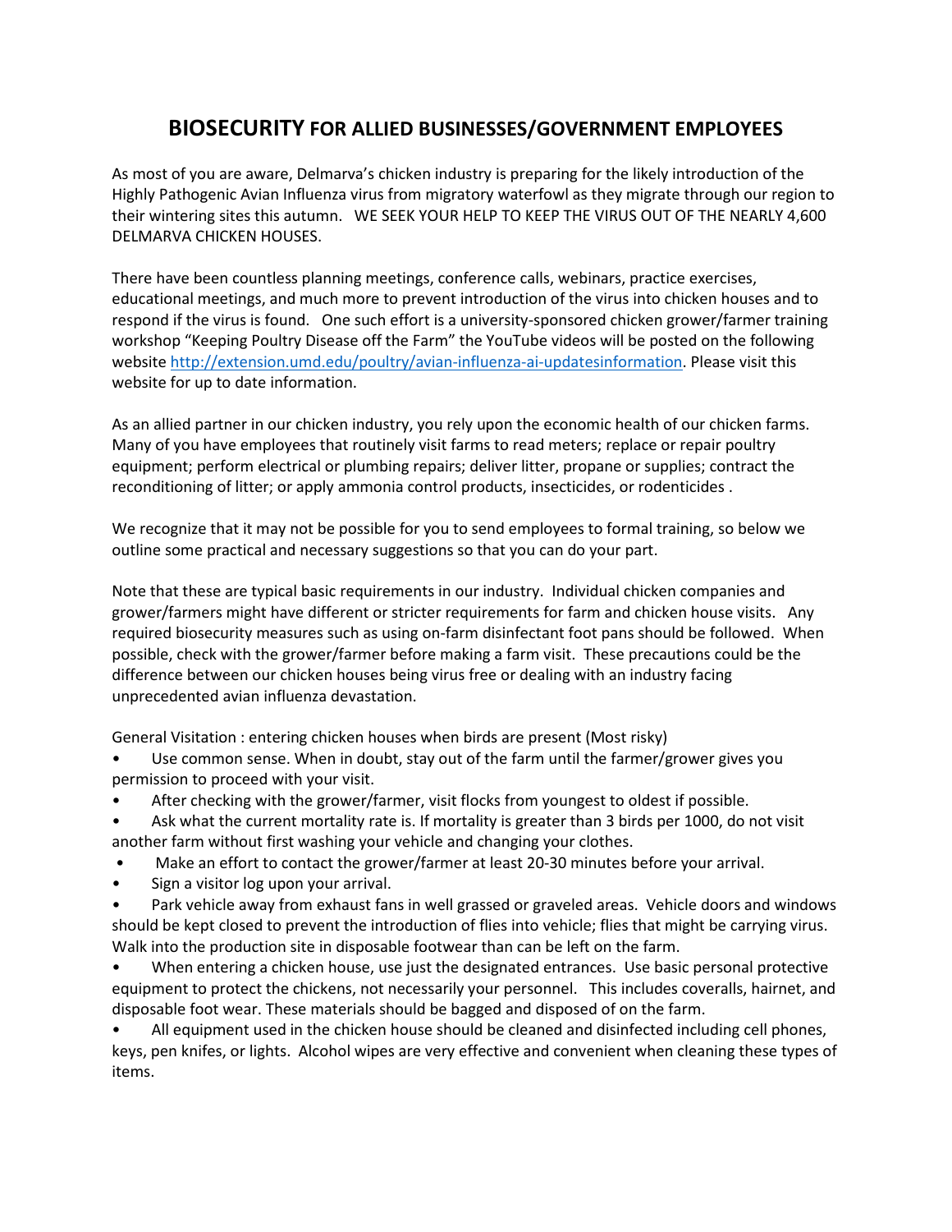# BIOSECURITY FOR ALLIED BUSINESSES/GOVERNMENT EMPLOYEES

As most of you are aware, Delmarva's chicken industry is preparing for the likely introduction of the Highly Pathogenic Avian Influenza virus from migratory waterfowl as they migrate through our region to their wintering sites this autumn. WE SEEK YOUR HELP TO KEEP THE VIRUS OUT OF THE NEARLY 4,600 DELMARVA CHICKEN HOUSES.

There have been countless planning meetings, conference calls, webinars, practice exercises, educational meetings, and much more to prevent introduction of the virus into chicken houses and to respond if the virus is found. One such effort is a university-sponsored chicken grower/farmer training workshop "Keeping Poultry Disease off the Farm" the YouTube videos will be posted on the following website [http://extension.umd.edu/poultry/avian-influenza-ai-updatesinformation](http://extension.umd.edu/poultry/avian-influenza-ai-updatesinformation). Please visit this website for up to date information.

As an allied partner in our chicken industry, you rely upon the economic health of our chicken farms. Many of you have employees that routinely visit farms to read meters; replace or repair poultry equipment; perform electrical or plumbing repairs; deliver litter, propane or supplies; contract the reconditioning of litter; or apply ammonia control products, insecticides, or rodenticides .

We recognize that it may not be possible for you to send employees to formal training, so below we outline some practical and necessary suggestions so that you can do your part.

Note that these are typical basic requirements in our industry. Individual chicken companies and grower/farmers might have different or stricter requirements for farm and chicken house visits. Any required biosecurity measures such as using on-farm disinfectant foot pans should be followed. When possible, check with the grower/farmer before making a farm visit. These precautions could be the difference between our chicken houses being virus free or dealing with an industry facing unprecedented avian influenza devastation.

General Visitation : entering chicken houses when birds are present (Most risky)

- Use common sense. When in doubt, stay out of the farm until the farmer/grower gives you permission to proceed with your visit.
- After checking with the grower/farmer, visit flocks from youngest to oldest if possible.
- Ask what the current mortality rate is. If mortality is greater than 3 birds per 1000, do not visit another farm without first washing your vehicle and changing your clothes.
- Make an effort to contact the grower/farmer at least 20-30 minutes before your arrival.
- Sign a visitor log upon your arrival.
- Park vehicle away from exhaust fans in well grassed or graveled areas. Vehicle doors and windows should be kept closed to prevent the introduction of flies into vehicle; flies that might be carrying virus. Walk into the production site in disposable footwear than can be left on the farm.
- When entering a chicken house, use just the designated entrances. Use basic personal protective equipment to protect the chickens, not necessarily your personnel. This includes coveralls, hairnet, and disposable foot wear. These materials should be bagged and disposed of on the farm.
- All equipment used in the chicken house should be cleaned and disinfected including cell phones, keys, pen knifes, or lights. Alcohol wipes are very effective and convenient when cleaning these types of items.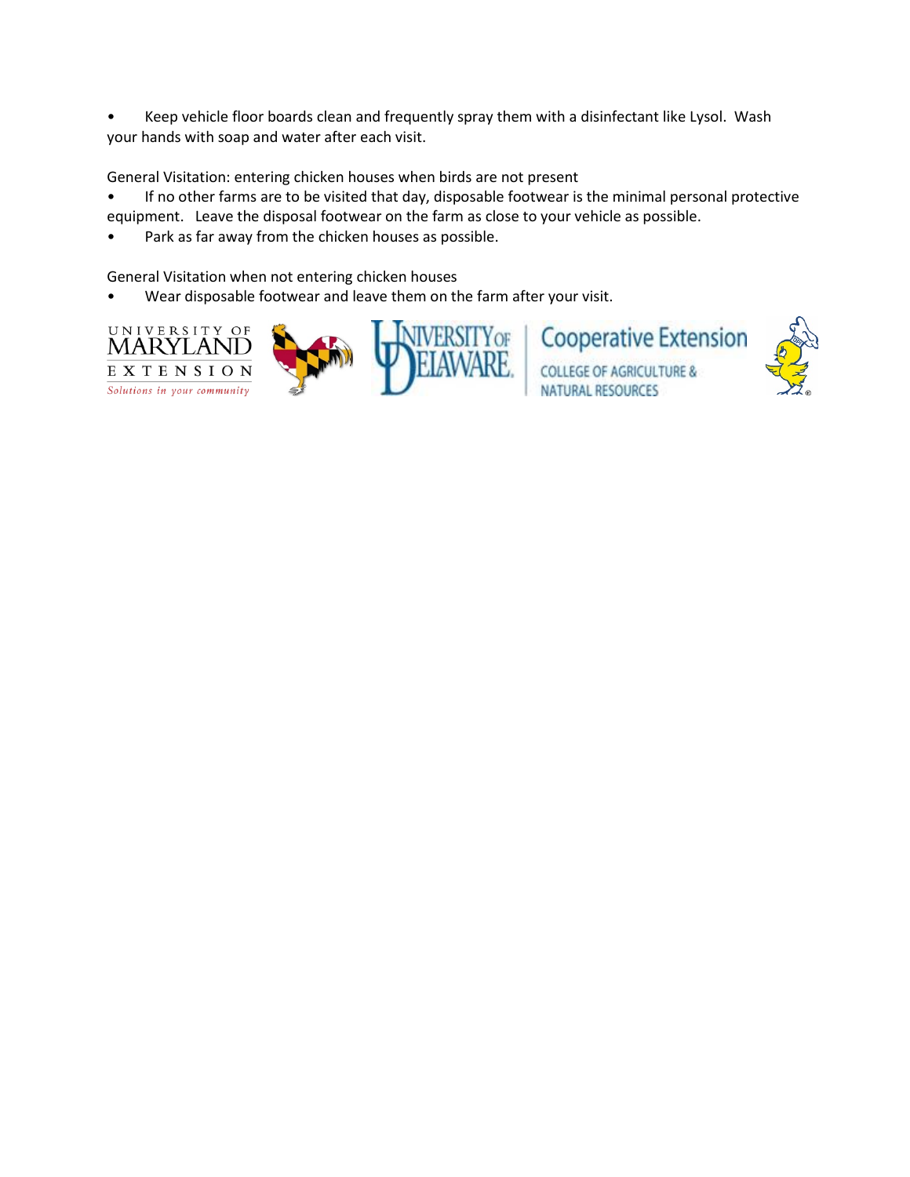- Keep vehicle floor boards clean and frequently spray them with a disinfectant like Lysol. Wash your hands with soap and water after each visit.

General Visitation: entering chicken houses when birds are not present

- If no other farms are to be visited that day, disposable footwear is the minimal personal protective equipment. Leave the disposal footwear on the farm as close to your vehicle as possible.
- Park as far away from the chicken houses as possible.

General Visitation when not entering chicken houses

- Wear disposable footwear and leave them on the farm after your visit.

UNIVERSITY OF MARYLAND EXTENSION
*Solutions in your community*

UNIVERSITY OF DELAWARE | Cooperative Extension
COLLEGE OF AGRICULTURE & NATURAL RESOURCES